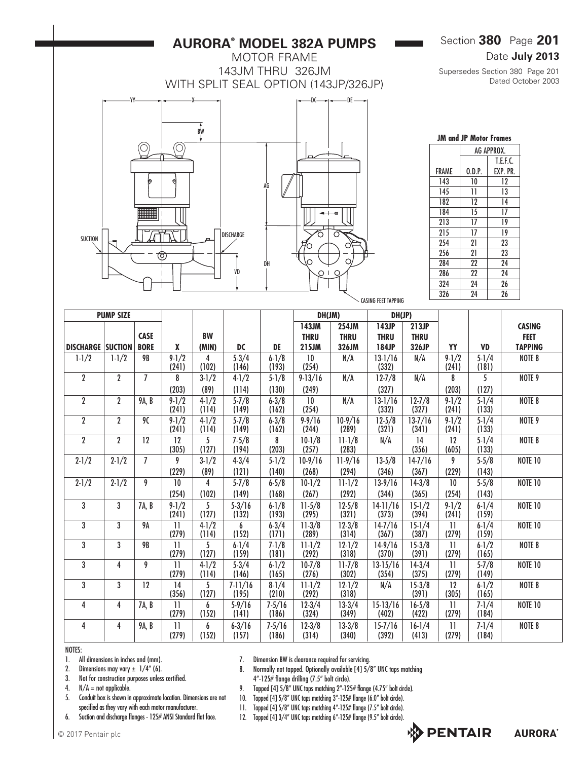# AURORA® MODEL 382A PUMPS

MOTOR FRAME
143JM THRU 326JM
WITH SPLIT SEAL OPTION (143JP/326JP)

Section **380** Page **201**
Date **July 2013**
Supersedes Section 380 Page 201 Dated October 2003

YY X BW DC DE AG SUCTION DISCHARGE DH VD CASING FEET TAPPING

**JM and JP Motor Frames**

| FRAME | AG APPROX. O.D.P. | AG APPROX. T.E.F.C. EXP. PR. |
|---|---|---|
| 143 | 10 | 12 |
| 145 | 11 | 13 |
| 182 | 12 | 14 |
| 184 | 15 | 17 |
| 213 | 17 | 19 |
| 215 | 17 | 19 |
| 254 | 21 | 23 |
| 256 | 21 | 23 |
| 284 | 22 | 24 |
| 286 | 22 | 24 |
| 324 | 24 | 26 |
| 326 | 24 | 26 |

| PUMP SIZE | | | | | | | DH(JM) | | DH(JP) | | | | |
|---|---|---|---|---|---|---|---|---|---|---|---|---|---|
| DISCHARGE | SUCTION | CASE BORE | X | BW (MIN) | DC | DE | 143JM THRU 215JM | 254JM THRU 326JM | 143JP THRU 184JP | 213JP THRU 326JP | YY | VD | CASING FEET TAPPING |
| 1-1/2 | 1-1/2 | 9B | 9-1/2 (241) | 4 (102) | 5-3/4 (146) | 6-1/8 (193) | 10 (254) | N/A | 13-1/16 (332) | N/A | 9-1/2 (241) | 5-1/4 (181) | NOTE 8 |
| 2 | 2 | 7 | 8 (203) | 3-1/2 (89) | 4-1/2 (114) | 5-1/8 (130) | 9-13/16 (249) | N/A | 12-7/8 (327) | N/A | 8 (203) | 5 (127) | NOTE 9 |
| 2 | 2 | 9A, B | 9-1/2 (241) | 4-1/2 (114) | 5-7/8 (149) | 6-3/8 (162) | 10 (254) | N/A | 13-1/16 (332) | 12-7/8 (327) | 9-1/2 (241) | 5-1/4 (133) | NOTE 8 |
| 2 | 2 | 9C | 9-1/2 (241) | 4-1/2 (114) | 5-7/8 (149) | 6-3/8 (162) | 9-9/16 (244) | 10-9/16 (289) | 12-5/8 (321) | 13-7/16 (341) | 9-1/2 (241) | 5-1/4 (133) | NOTE 9 |
| 2 | 2 | 12 | 12 (305) | 5 (127) | 7-5/8 (194) | 8 (203) | 10-1/8 (257) | 11-1/8 (283) | N/A | 14 (356) | 12 (605) | 5-1/4 (133) | NOTE 8 |
| 2-1/2 | 2-1/2 | 7 | 9 (229) | 3-1/2 (89) | 4-3/4 (121) | 5-1/2 (140) | 10-9/16 (268) | 11-9/16 (294) | 13-5/8 (346) | 14-7/16 (367) | 9 (229) | 5-5/8 (143) | NOTE 10 |
| 2-1/2 | 2-1/2 | 9 | 10 (254) | 4 (102) | 5-7/8 (149) | 6-5/8 (168) | 10-1/2 (267) | 11-1/2 (292) | 13-9/16 (344) | 14-3/8 (365) | 10 (254) | 5-5/8 (143) | NOTE 10 |
| 3 | 3 | 7A, B | 9-1/2 (241) | 5 (127) | 5-3/16 (132) | 6-1/8 (193) | 11-5/8 (295) | 12-5/8 (321) | 14-11/16 (373) | 15-1/2 (394) | 9-1/2 (241) | 6-1/4 (159) | NOTE 10 |
| 3 | 3 | 9A | 11 (279) | 4-1/2 (114) | 6 (152) | 6-3/4 (171) | 11-3/8 (289) | 12-3/8 (314) | 14-7/16 (367) | 15-1/4 (387) | 11 (279) | 6-1/4 (159) | NOTE 10 |
| 3 | 3 | 9B | 11 (279) | 5 (127) | 6-1/4 (159) | 7-1/8 (181) | 11-1/2 (292) | 12-1/2 (318) | 14-9/16 (370) | 15-3/8 (391) | 11 (279) | 6-1/2 (165) | NOTE 8 |
| 3 | 4 | 9 | 11 (279) | 4-1/2 (114) | 5-3/4 (146) | 6-1/2 (165) | 10-7/8 (276) | 11-7/8 (302) | 13-15/16 (354) | 14-3/4 (375) | 11 (279) | 5-7/8 (149) | NOTE 10 |
| 3 | 3 | 12 | 14 (356) | 5 (127) | 7-11/16 (195) | 8-1/4 (210) | 11-1/2 (292) | 12-1/2 (318) | N/A | 15-3/8 (391) | 12 (305) | 6-1/2 (165) | NOTE 8 |
| 4 | 4 | 7A, B | 11 (279) | 6 (152) | 5-9/16 (141) | 7-5/16 (186) | 12-3/4 (324) | 13-3/4 (349) | 15-13/16 (402) | 16-5/8 (422) | 11 (279) | 7-1/4 (184) | NOTE 10 |
| 4 | 4 | 9A, B | 11 (279) | 6 (152) | 6-3/16 (157) | 7-5/16 (186) | 12-3/8 (314) | 13-3/8 (340) | 15-7/16 (392) | 16-1/4 (413) | 11 (279) | 7-1/4 (184) | NOTE 8 |

NOTES:

1. All dimensions in inches and (mm).
2. Dimensions may vary ± 1/4" (6).
3. Not for construction purposes unless certified.
4. N/A = not applicable.
5. Conduit box is shown in approximate location. Dimensions are not specified as they vary with each motor manufacturer.
6. Suction and discharge flanges - 125# ANSI Standard flat face.
7. Dimension BW is clearance required for servicing.
8. Normally not tapped. Optionally available [4] 5/8" UNC taps matching 4"-125# flange drilling (7.5" bolt circle).
9. Tapped [4] 5/8" UNC taps matching 2"-125# flange (4.75" bolt circle).
10. Tapped [4] 5/8" UNC taps matching 3"-125# flange (6.0" bolt circle).
11. Tapped [4] 5/8" UNC taps matching 4"-125# flange (7.5" bolt circle).
12. Tapped [4] 3/4" UNC taps matching 6"-125# flange (9.5" bolt circle).

© 2017 Pentair plc

PENTAIR AURORA®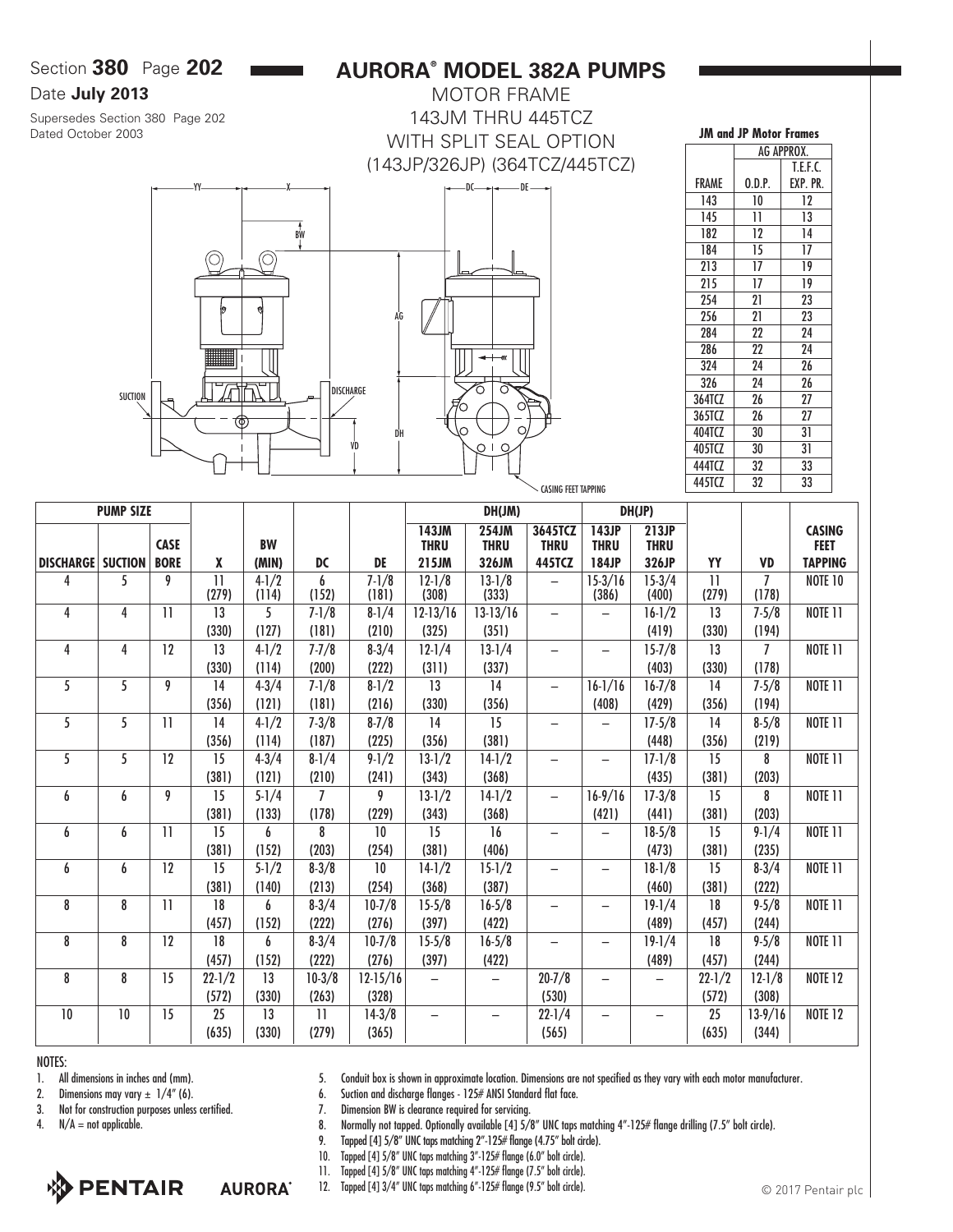Section **380** Page **202**

Date **July 2013**

Supersedes Section 380 Page 202
Dated October 2003

# AURORA® MODEL 382A PUMPS

MOTOR FRAME
143JM THRU 445TCZ
WITH SPLIT SEAL OPTION
(143JP/326JP) (364TCZ/445TCZ)

**JM and JP Motor Frames**

| FRAME | AG APPROX. O.D.P. | AG APPROX. T.E.F.C. EXP. PR. |
|---|---|---|
| 143 | 10 | 12 |
| 145 | 11 | 13 |
| 182 | 12 | 14 |
| 184 | 15 | 17 |
| 213 | 17 | 19 |
| 215 | 17 | 19 |
| 254 | 21 | 23 |
| 256 | 21 | 23 |
| 284 | 22 | 24 |
| 286 | 22 | 24 |
| 324 | 24 | 26 |
| 326 | 24 | 26 |
| 364TCZ | 26 | 27 |
| 365TCZ | 26 | 27 |
| 404TCZ | 30 | 31 |
| 405TCZ | 30 | 31 |
| 444TCZ | 32 | 33 |
| 445TCZ | 32 | 33 |

| PUMP SIZE | | | | | | | DH(JM) | | | DH(JP) | | | | |
|---|---|---|---|---|---|---|---|---|---|---|---|---|---|---|
| DISCHARGE | SUCTION | CASE BORE | X | BW (MIN) | DC | DE | 143JM THRU 215JM | 254JM THRU 326JM | 3645TCZ THRU 445TCZ | 143JP THRU 184JP | 213JP THRU 326JP | YY | VD | CASING FEET TAPPING |
| 4 | 5 | 9 | 11 (279) | 4-1/2 (114) | 6 (152) | 7-1/8 (181) | 12-1/8 (308) | 13-1/8 (333) | – | 15-3/16 (386) | 15-3/4 (400) | 11 (279) | 7 (178) | NOTE 10 |
| 4 | 4 | 11 | 13 (330) | 5 (127) | 7-1/8 (181) | 8-1/4 (210) | 12-13/16 (325) | 13-13/16 (351) | – | – | 16-1/2 (419) | 13 (330) | 7-5/8 (194) | NOTE 11 |
| 4 | 4 | 12 | 13 (330) | 4-1/2 (114) | 7-7/8 (200) | 8-3/4 (222) | 12-1/4 (311) | 13-1/4 (337) | – | – | 15-7/8 (403) | 13 (330) | 7 (178) | NOTE 11 |
| 5 | 5 | 9 | 14 (356) | 4-3/4 (121) | 7-1/8 (181) | 8-1/2 (216) | 13 (330) | 14 (356) | – | 16-1/16 (408) | 16-7/8 (429) | 14 (356) | 7-5/8 (194) | NOTE 11 |
| 5 | 5 | 11 | 14 (356) | 4-1/2 (114) | 7-3/8 (187) | 8-7/8 (225) | 14 (356) | 15 (381) | – | – | 17-5/8 (448) | 14 (356) | 8-5/8 (219) | NOTE 11 |
| 5 | 5 | 12 | 15 (381) | 4-3/4 (121) | 8-1/4 (210) | 9-1/2 (241) | 13-1/2 (343) | 14-1/2 (368) | – | – | 17-1/8 (435) | 15 (381) | 8 (203) | NOTE 11 |
| 6 | 6 | 9 | 15 (381) | 5-1/4 (133) | 7 (178) | 9 (229) | 13-1/2 (343) | 14-1/2 (368) | – | 16-9/16 (421) | 17-3/8 (441) | 15 (381) | 8 (203) | NOTE 11 |
| 6 | 6 | 11 | 15 (381) | 6 (152) | 8 (203) | 10 (254) | 15 (381) | 16 (406) | – | – | 18-5/8 (473) | 15 (381) | 9-1/4 (235) | NOTE 11 |
| 6 | 6 | 12 | 15 (381) | 5-1/2 (140) | 8-3/8 (213) | 10 (254) | 14-1/2 (368) | 15-1/2 (387) | – | – | 18-1/8 (460) | 15 (381) | 8-3/4 (222) | NOTE 11 |
| 8 | 8 | 11 | 18 (457) | 6 (152) | 8-3/4 (222) | 10-7/8 (276) | 15-5/8 (397) | 16-5/8 (422) | – | – | 19-1/4 (489) | 18 (457) | 9-5/8 (244) | NOTE 11 |
| 8 | 8 | 12 | 18 (457) | 6 (152) | 8-3/4 (222) | 10-7/8 (276) | 15-5/8 (397) | 16-5/8 (422) | – | – | 19-1/4 (489) | 18 (457) | 9-5/8 (244) | NOTE 11 |
| 8 | 8 | 15 | 22-1/2 (572) | 13 (330) | 10-3/8 (263) | 12-15/16 (328) | – | – | 20-7/8 (530) | – | – | 22-1/2 (572) | 12-1/8 (308) | NOTE 12 |
| 10 | 10 | 15 | 25 (635) | 13 (330) | 11 (279) | 14-3/8 (365) | – | – | 22-1/4 (565) | – | – | 25 (635) | 13-9/16 (344) | NOTE 12 |

NOTES:

1. All dimensions in inches and (mm).
2. Dimensions may vary ± 1/4" (6).
3. Not for construction purposes unless certified.
4. N/A = not applicable.
5. Conduit box is shown in approximate location. Dimensions are not specified as they vary with each motor manufacturer.
6. Suction and discharge flanges - 125# ANSI Standard flat face.
7. Dimension BW is clearance required for servicing.
8. Normally not tapped. Optionally available [4] 5/8" UNC taps matching 4"-125# flange drilling (7.5" bolt circle).
9. Tapped [4] 5/8" UNC taps matching 2"-125# flange (4.75" bolt circle).
10. Tapped [4] 5/8" UNC taps matching 3"-125# flange (6.0" bolt circle).
11. Tapped [4] 5/8" UNC taps matching 4"-125# flange (7.5" bolt circle).
12. Tapped [4] 3/4" UNC taps matching 6"-125# flange (9.5" bolt circle).

PENTAIR AURORA®

© 2017 Pentair plc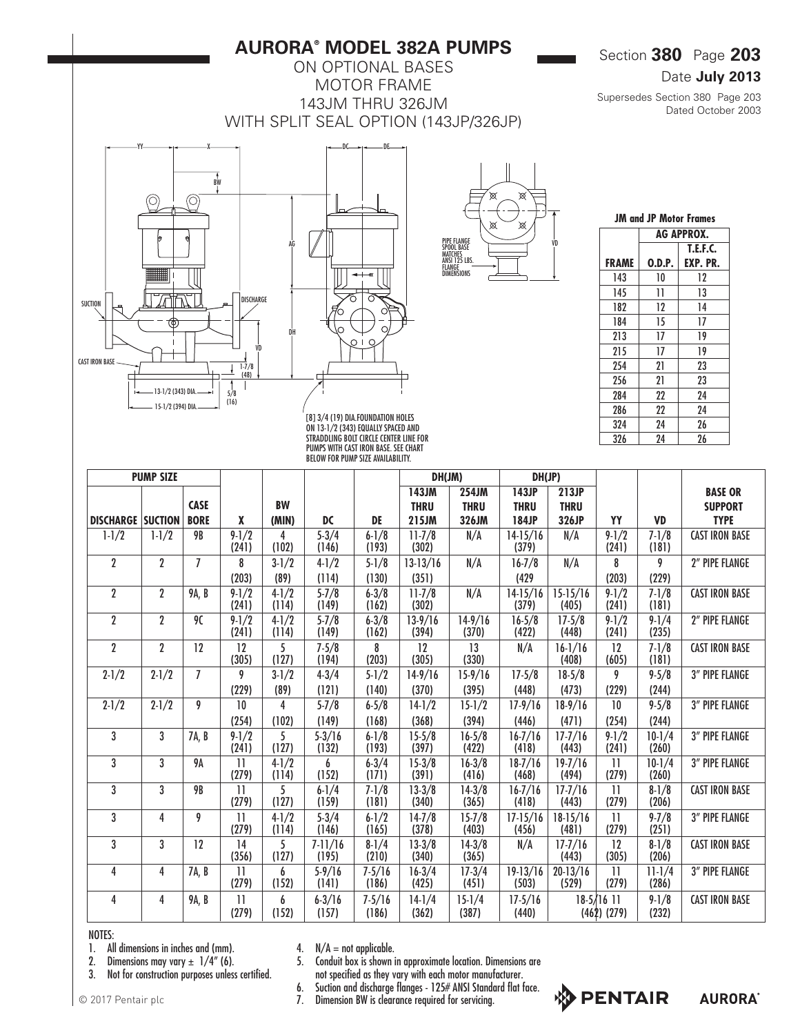# AURORA® MODEL 382A PUMPS

ON OPTIONAL BASES
MOTOR FRAME
143JM THRU 326JM
WITH SPLIT SEAL OPTION (143JP/326JP)

Section **380** Page **203**
Date **July 2013**
Supersedes Section 380 Page 203
Dated October 2003

YY X BW AG DH VD DC DE SUCTION DISCHARGE CAST IRON BASE 1-7/8 (48) 5/8 (16) 13-1/2 (343) DIA. 15-1/2 (394) DIA.

PIPE FLANGE SPOOL BASE MATCHES ANSI 125 LBS. FLANGE DIMENSIONS

[8] 3/4 (19) DIA.FOUNDATION HOLES ON 13-1/2 (343) EQUALLY SPACED AND STRADDLING BOLT CIRCLE CENTER LINE FOR PUMPS WITH CAST IRON BASE. SEE CHART BELOW FOR PUMP SIZE AVAILABILITY.

**JM and JP Motor Frames**

| FRAME | AG APPROX. O.D.P. | AG APPROX. T.E.F.C. EXP. PR. |
|---|---|---|
| 143 | 10 | 12 |
| 145 | 11 | 13 |
| 182 | 12 | 14 |
| 184 | 15 | 17 |
| 213 | 17 | 19 |
| 215 | 17 | 19 |
| 254 | 21 | 23 |
| 256 | 21 | 23 |
| 284 | 22 | 24 |
| 286 | 22 | 24 |
| 324 | 24 | 26 |
| 326 | 24 | 26 |

| PUMP SIZE | | | | | | | DH(JM) | | DH(JP) | | | | |
|---|---|---|---|---|---|---|---|---|---|---|---|---|---|
| DISCHARGE | SUCTION | CASE BORE | X | BW (MIN) | DC | DE | 143JM THRU 215JM | 254JM THRU 326JM | 143JP THRU 184JP | 213JP THRU 326JP | YY | VD | BASE OR SUPPORT TYPE |
| 1-1/2 | 1-1/2 | 9B | 9-1/2 (241) | 4 (102) | 5-3/4 (146) | 6-1/8 (193) | 11-7/8 (302) | N/A | 14-15/16 (379) | N/A | 9-1/2 (241) | 7-1/8 (181) | CAST IRON BASE |
| 2 | 2 | 7 | 8 (203) | 3-1/2 (89) | 4-1/2 (114) | 5-1/8 (130) | 13-13/16 (351) | N/A | 16-7/8 (429 | N/A | 8 (203) | 9 (229) | 2" PIPE FLANGE |
| 2 | 2 | 9A, B | 9-1/2 (241) | 4-1/2 (114) | 5-7/8 (149) | 6-3/8 (162) | 11-7/8 (302) | N/A | 14-15/16 (379) | 15-15/16 (405) | 9-1/2 (241) | 7-1/8 (181) | CAST IRON BASE |
| 2 | 2 | 9C | 9-1/2 (241) | 4-1/2 (114) | 5-7/8 (149) | 6-3/8 (162) | 13-9/16 (394) | 14-9/16 (370) | 16-5/8 (422) | 17-5/8 (448) | 9-1/2 (241) | 9-1/4 (235) | 2" PIPE FLANGE |
| 2 | 2 | 12 | 12 (305) | 5 (127) | 7-5/8 (194) | 8 (203) | 12 (305) | 13 (330) | N/A | 16-1/16 (408) | 12 (605) | 7-1/8 (181) | CAST IRON BASE |
| 2-1/2 | 2-1/2 | 7 | 9 (229) | 3-1/2 (89) | 4-3/4 (121) | 5-1/2 (140) | 14-9/16 (370) | 15-9/16 (395) | 17-5/8 (448) | 18-5/8 (473) | 9 (229) | 9-5/8 (244) | 3" PIPE FLANGE |
| 2-1/2 | 2-1/2 | 9 | 10 (254) | 4 (102) | 5-7/8 (149) | 6-5/8 (168) | 14-1/2 (368) | 15-1/2 (394) | 17-9/16 (446) | 18-9/16 (471) | 10 (254) | 9-5/8 (244) | 3" PIPE FLANGE |
| 3 | 3 | 7A, B | 9-1/2 (241) | 5 (127) | 5-3/16 (132) | 6-1/8 (193) | 15-5/8 (397) | 16-5/8 (422) | 16-7/16 (418) | 17-7/16 (443) | 9-1/2 (241) | 10-1/4 (260) | 3" PIPE FLANGE |
| 3 | 3 | 9A | 11 (279) | 4-1/2 (114) | 6 (152) | 6-3/4 (171) | 15-3/8 (391) | 16-3/8 (416) | 18-7/16 (468) | 19-7/16 (494) | 11 (279) | 10-1/4 (260) | 3" PIPE FLANGE |
| 3 | 3 | 9B | 11 (279) | 5 (127) | 6-1/4 (159) | 7-1/8 (181) | 13-3/8 (340) | 14-3/8 (365) | 16-7/16 (418) | 17-7/16 (443) | 11 (279) | 8-1/8 (206) | CAST IRON BASE |
| 3 | 4 | 9 | 11 (279) | 4-1/2 (114) | 5-3/4 (146) | 6-1/2 (165) | 14-7/8 (378) | 15-7/8 (403) | 17-15/16 (456) | 18-15/16 (481) | 11 (279) | 9-7/8 (251) | 3" PIPE FLANGE |
| 3 | 3 | 12 | 14 (356) | 5 (127) | 7-11/16 (195) | 8-1/4 (210) | 13-3/8 (340) | 14-3/8 (365) | N/A | 17-7/16 (443) | 12 (305) | 8-1/8 (206) | CAST IRON BASE |
| 4 | 4 | 7A, B | 11 (279) | 6 (152) | 5-9/16 (141) | 7-5/16 (186) | 16-3/4 (425) | 17-3/4 (451) | 19-13/16 (503) | 20-13/16 (529) | 11 (279) | 11-1/4 (286) | 3" PIPE FLANGE |
| 4 | 4 | 9A, B | 11 (279) | 6 (152) | 6-3/16 (157) | 7-5/16 (186) | 14-1/4 (362) | 15-1/4 (387) | 17-5/16 (440) | 18-5/16 (462) | 11 (279) | 9-1/8 (232) | CAST IRON BASE |

NOTES:
1. All dimensions in inches and (mm).
2. Dimensions may vary ± 1/4" (6).
3. Not for construction purposes unless certified.
4. N/A = not applicable.
5. Conduit box is shown in approximate location. Dimensions are not specified as they vary with each motor manufacturer.
6. Suction and discharge flanges - 125# ANSI Standard flat face.
7. Dimension BW is clearance required for servicing.

© 2017 Pentair plc

PENTAIR AURORA®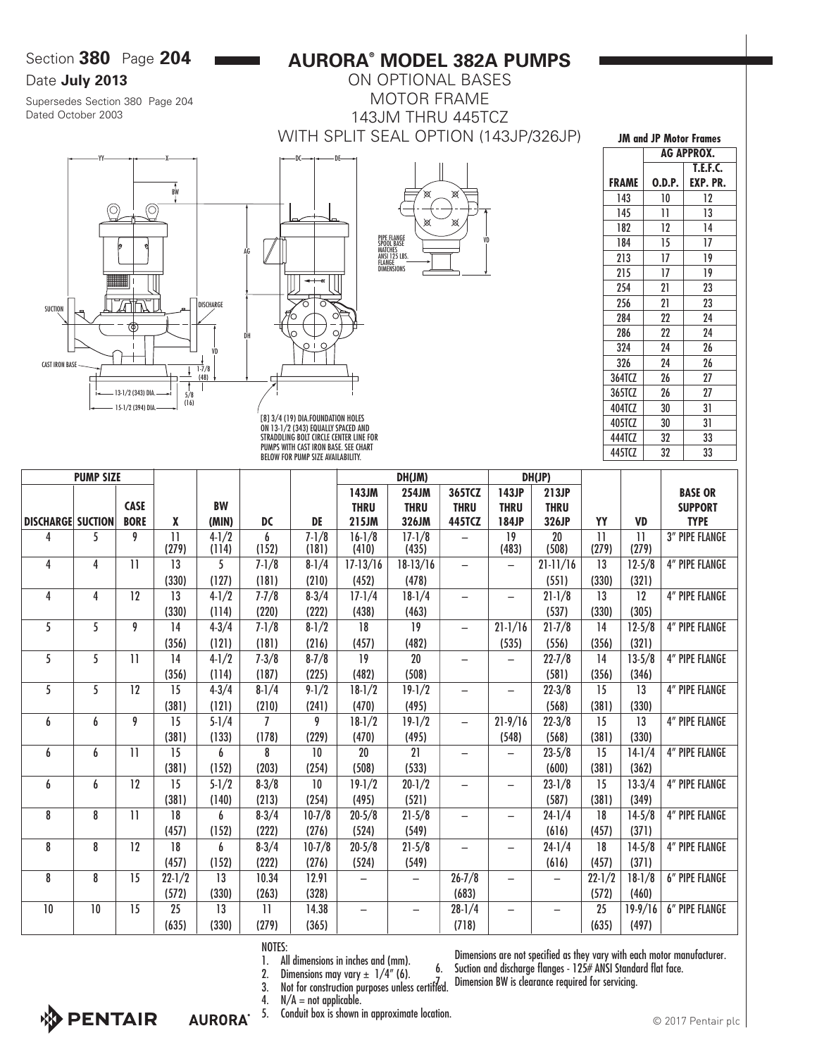Section **380** Page **204**

Date **July 2013**

Supersedes Section 380 Page 204
Dated October 2003

# AURORA® MODEL 382A PUMPS

## ON OPTIONAL BASES
## MOTOR FRAME
## 143JM THRU 445TCZ
## WITH SPLIT SEAL OPTION (143JP/326JP)

YY
X
BW
SUCTION
DISCHARGE
AG
DH
VD
CAST IRON BASE
1-7/8 (48)
13-1/2 (343) DIA.
15-1/2 (394) DIA.
5/8 (16)
DC
DE
PIPE FLANGE SPOOL BASE MATCHES ANSI 125 LBS. FLANGE DIMENSIONS

[8] 3/4 (19) DIA.FOUNDATION HOLES ON 13-1/2 (343) EQUALLY SPACED AND STRADDLING BOLT CIRCLE CENTER LINE FOR PUMPS WITH CAST IRON BASE. SEE CHART BELOW FOR PUMP SIZE AVAILABILITY.

**JM and JP Motor Frames**

| FRAME | AG APPROX. O.D.P. | AG APPROX. T.E.F.C. EXP. PR. |
|---|---|---|
| 143 | 10 | 12 |
| 145 | 11 | 13 |
| 182 | 12 | 14 |
| 184 | 15 | 17 |
| 213 | 17 | 19 |
| 215 | 17 | 19 |
| 254 | 21 | 23 |
| 256 | 21 | 23 |
| 284 | 22 | 24 |
| 286 | 22 | 24 |
| 324 | 24 | 26 |
| 326 | 24 | 26 |
| 364TCZ | 26 | 27 |
| 365TCZ | 26 | 27 |
| 404TCZ | 30 | 31 |
| 405TCZ | 30 | 31 |
| 444TCZ | 32 | 33 |
| 445TCZ | 32 | 33 |

| PUMP SIZE | | | | | | | DH(JM) | | | DH(JP) | | | | |
|---|---|---|---|---|---|---|---|---|---|---|---|---|---|---|
| DISCHARGE | SUCTION | CASE BORE | X | BW (MIN) | DC | DE | 143JM THRU 215JM | 254JM THRU 326JM | 365TCZ THRU 445TCZ | 143JP THRU 184JP | 213JP THRU 326JP | YY | VD | BASE OR SUPPORT TYPE |
| 4 | 5 | 9 | 11 (279) | 4-1/2 (114) | 6 (152) | 7-1/8 (181) | 16-1/8 (410) | 17-1/8 (435) | – | 19 (483) | 20 (508) | 11 (279) | 11 (279) | 3" PIPE FLANGE |
| 4 | 4 | 11 | 13 (330) | 5 (127) | 7-1/8 (181) | 8-1/4 (210) | 17-13/16 (452) | 18-13/16 (478) | – | – | 21-11/16 (551) | 13 (330) | 12-5/8 (321) | 4" PIPE FLANGE |
| 4 | 4 | 12 | 13 (330) | 4-1/2 (114) | 7-7/8 (220) | 8-3/4 (222) | 17-1/4 (438) | 18-1/4 (463) | – | – | 21-1/8 (537) | 13 (330) | 12 (305) | 4" PIPE FLANGE |
| 5 | 5 | 9 | 14 (356) | 4-3/4 (121) | 7-1/8 (181) | 8-1/2 (216) | 18 (457) | 19 (482) | – | 21-1/16 (535) | 21-7/8 (556) | 14 (356) | 12-5/8 (321) | 4" PIPE FLANGE |
| 5 | 5 | 11 | 14 (356) | 4-1/2 (114) | 7-3/8 (187) | 8-7/8 (225) | 19 (482) | 20 (508) | – | – | 22-7/8 (581) | 14 (356) | 13-5/8 (346) | 4" PIPE FLANGE |
| 5 | 5 | 12 | 15 (381) | 4-3/4 (121) | 8-1/4 (210) | 9-1/2 (241) | 18-1/2 (470) | 19-1/2 (495) | – | – | 22-3/8 (568) | 15 (381) | 13 (330) | 4" PIPE FLANGE |
| 6 | 6 | 9 | 15 (381) | 5-1/4 (133) | 7 (178) | 9 (229) | 18-1/2 (470) | 19-1/2 (495) | – | 21-9/16 (548) | 22-3/8 (568) | 15 (381) | 13 (330) | 4" PIPE FLANGE |
| 6 | 6 | 11 | 15 (381) | 6 (152) | 8 (203) | 10 (254) | 20 (508) | 21 (533) | – | – | 23-5/8 (600) | 15 (381) | 14-1/4 (362) | 4" PIPE FLANGE |
| 6 | 6 | 12 | 15 (381) | 5-1/2 (140) | 8-3/8 (213) | 10 (254) | 19-1/2 (495) | 20-1/2 (521) | – | – | 23-1/8 (587) | 15 (381) | 13-3/4 (349) | 4" PIPE FLANGE |
| 8 | 8 | 11 | 18 (457) | 6 (152) | 8-3/4 (222) | 10-7/8 (276) | 20-5/8 (524) | 21-5/8 (549) | – | – | 24-1/4 (616) | 18 (457) | 14-5/8 (371) | 4" PIPE FLANGE |
| 8 | 8 | 12 | 18 (457) | 6 (152) | 8-3/4 (222) | 10-7/8 (276) | 20-5/8 (524) | 21-5/8 (549) | – | – | 24-1/4 (616) | 18 (457) | 14-5/8 (371) | 4" PIPE FLANGE |
| 8 | 8 | 15 | 22-1/2 (572) | 13 (330) | 10.34 (263) | 12.91 (328) | – | – | 26-7/8 (683) | – | – | 22-1/2 (572) | 18-1/8 (460) | 6" PIPE FLANGE |
| 10 | 10 | 15 | 25 (635) | 13 (330) | 11 (279) | 14.38 (365) | – | – | 28-1/4 (718) | – | – | 25 (635) | 19-9/16 (497) | 6" PIPE FLANGE |

NOTES:

1. All dimensions in inches and (mm).
2. Dimensions may vary ± 1/4" (6).
3. Not for construction purposes unless certified.
4. N/A = not applicable.
5. Conduit box is shown in approximate location. Dimensions are not specified as they vary with each motor manufacturer.
6. Suction and discharge flanges - 125# ANSI Standard flat face.
7. Dimension BW is clearance required for servicing.

PENTAIR AURORA®

© 2017 Pentair plc